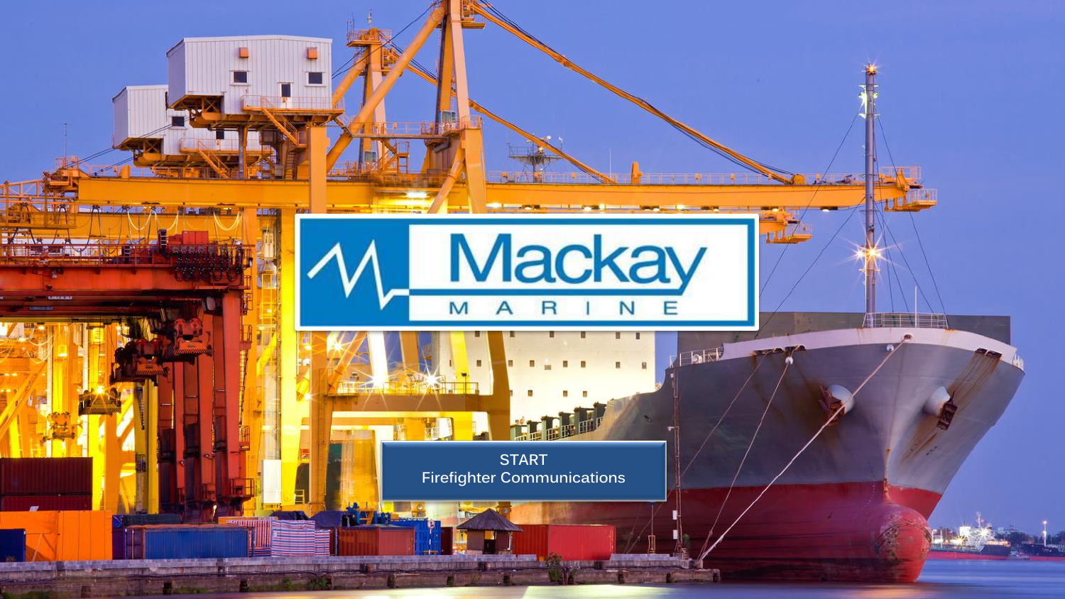# Mackay
## M A R I N E

START
Firefighter Communications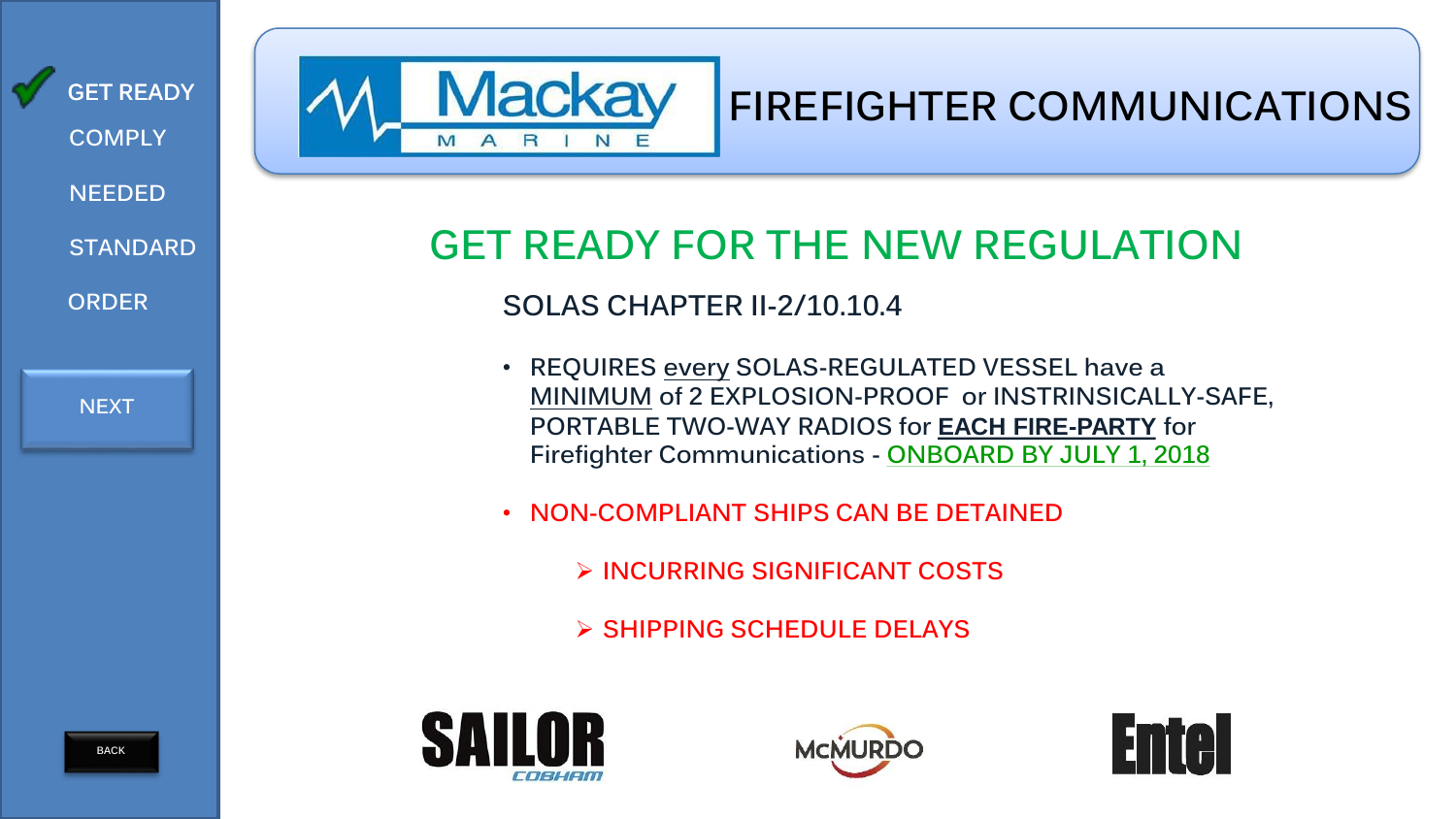- ✔ GET READY
- COMPLY
- NEEDED
- STANDARD
- ORDER

NEXT

BACK

# Mackay MARINE — FIREFIGHTER COMMUNICATIONS

## GET READY FOR THE NEW REGULATION

### SOLAS CHAPTER II-2/10.10.4

- REQUIRES every SOLAS-REGULATED VESSEL have a MINIMUM of 2 EXPLOSION-PROOF or INSTRINSICALLY-SAFE, PORTABLE TWO-WAY RADIOS for **EACH FIRE-PARTY** for Firefighter Communications - ONBOARD BY JULY 1, 2018

- NON-COMPLIANT SHIPS CAN BE DETAINED
  - INCURRING SIGNIFICANT COSTS
  - SHIPPING SCHEDULE DELAYS

SAILOR COBHAM — McMURDO — Entel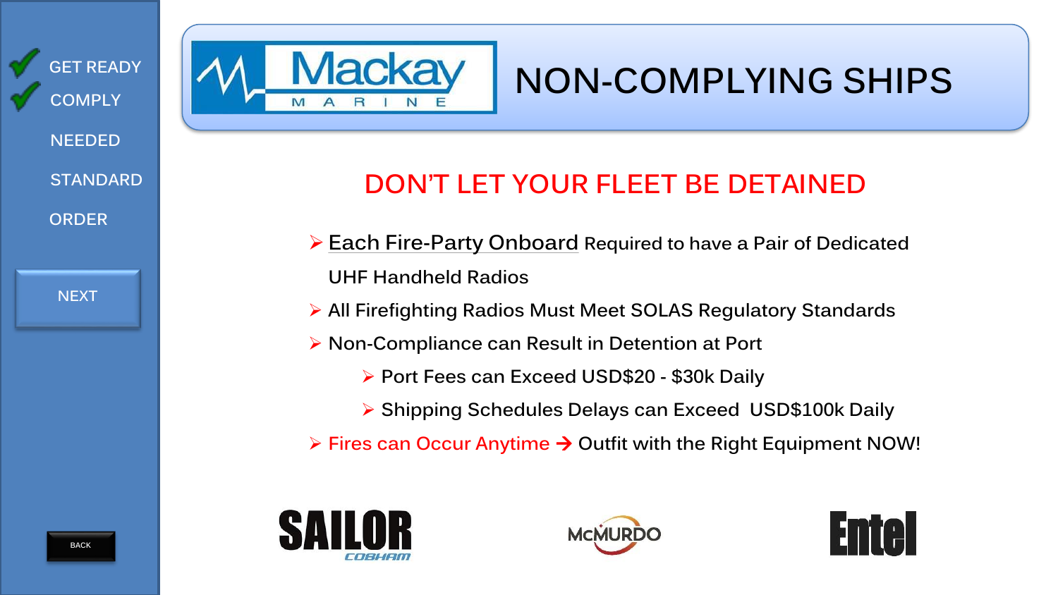- GET READY
- COMPLY
- NEEDED
- STANDARD
- ORDER

NEXT

# NON-COMPLYING SHIPS

## DON'T LET YOUR FLEET BE DETAINED

- Each Fire-Party Onboard Required to have a Pair of Dedicated UHF Handheld Radios
- All Firefighting Radios Must Meet SOLAS Regulatory Standards
- Non-Compliance can Result in Detention at Port
  - Port Fees can Exceed USD$20 - $30k Daily
  - Shipping Schedules Delays can Exceed USD$100k Daily
- Fires can Occur Anytime → Outfit with the Right Equipment NOW!

SAILOR COBHAM | McMURDO | Entel

BACK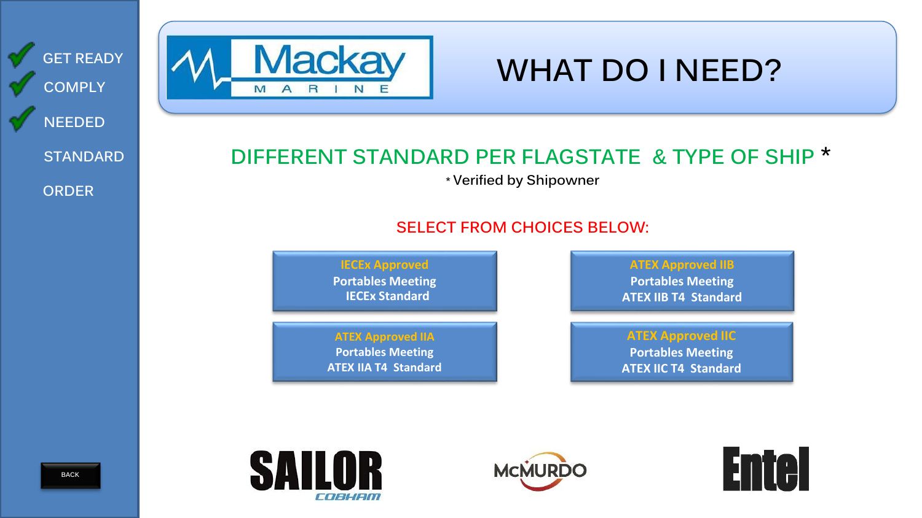- ✔ GET READY
- ✔ COMPLY
- ✔ NEEDED
- STANDARD
- ORDER

Mackay MARINE

# WHAT DO I NEED?

## DIFFERENT STANDARD PER FLAGSTATE & TYPE OF SHIP *

\* Verified by Shipowner

**SELECT FROM CHOICES BELOW:**

**IECEx Approved**
Portables Meeting
IECEx Standard

**ATEX Approved IIB**
Portables Meeting
ATEX IIB T4 Standard

**ATEX Approved IIA**
Portables Meeting
ATEX IIA T4 Standard

**ATEX Approved IIC**
Portables Meeting
ATEX IIC T4 Standard

BACK

SAILOR COBHAM

McMURDO

Entel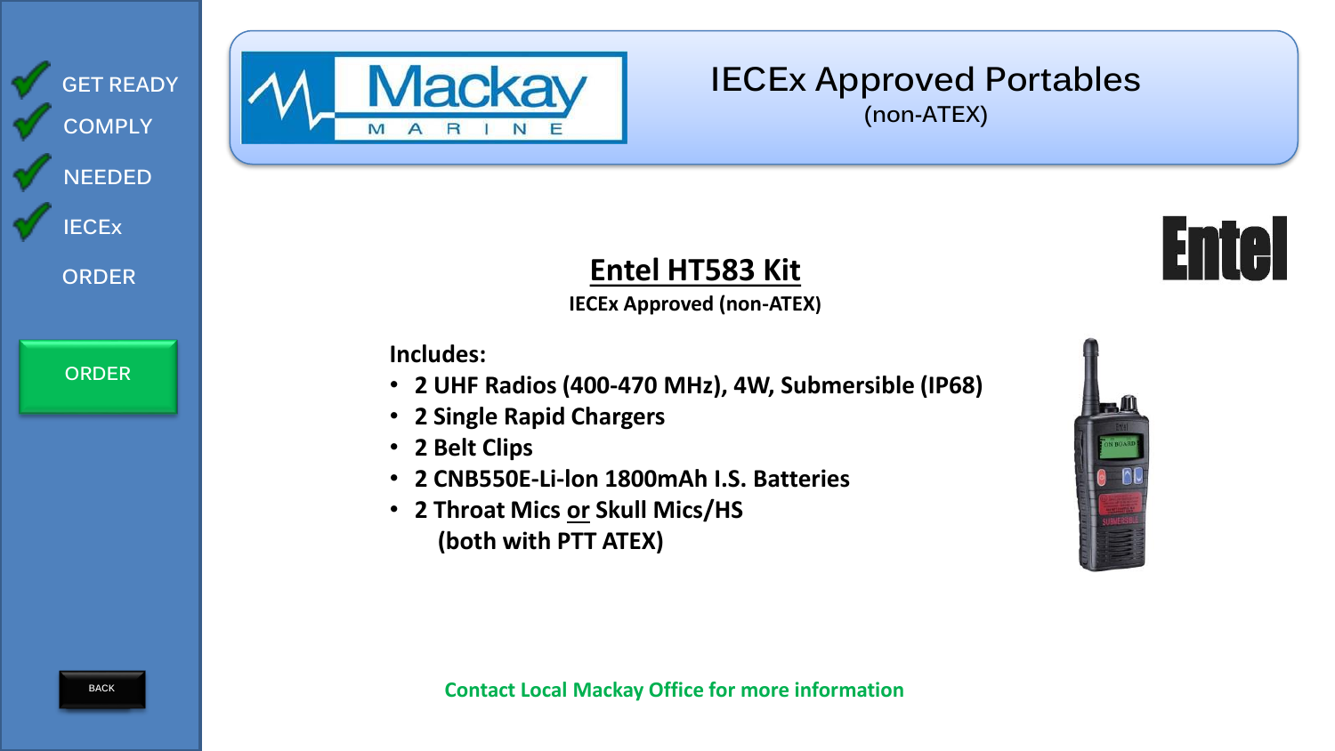GET READY

COMPLY

NEEDED

IECEx

ORDER

ORDER

BACK

# IECEx Approved Portables

(non-ATEX)

Entel

## Entel HT583 Kit

**IECEx Approved (non-ATEX)**

**Includes:**

- **2 UHF Radios (400-470 MHz), 4W, Submersible (IP68)**
- **2 Single Rapid Chargers**
- **2 Belt Clips**
- **2 CNB550E-Li-Ion 1800mAh I.S. Batteries**
- **2 Throat Mics or Skull Mics/HS (both with PTT ATEX)**

**Contact Local Mackay Office for more information**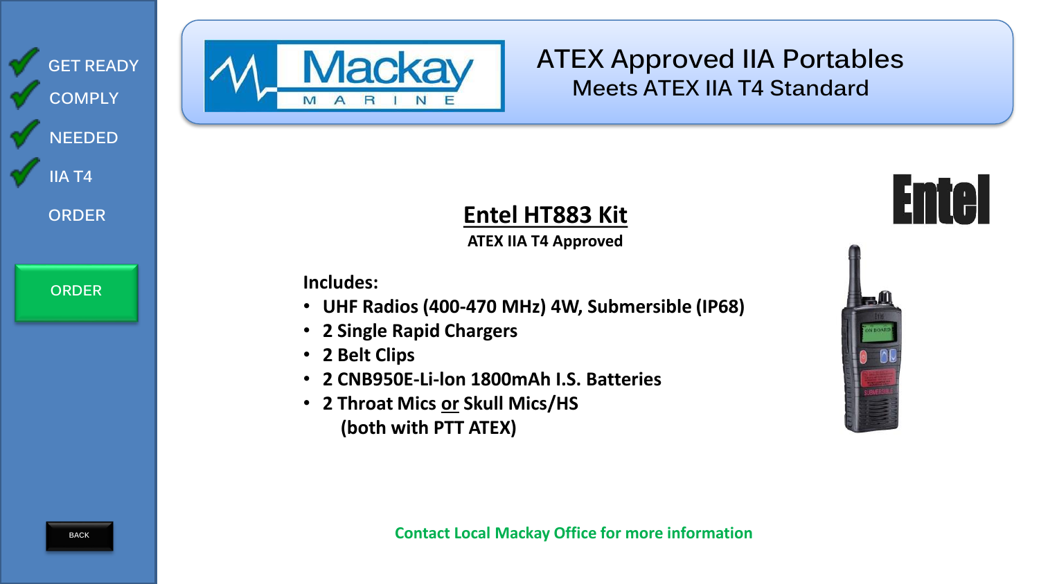GET READY

COMPLY

NEEDED

IIA T4

ORDER

ORDER

# ATEX Approved IIA Portables

Meets ATEX IIA T4 Standard

## Entel HT883 Kit

**ATEX IIA T4 Approved**

**Includes:**

- **UHF Radios (400-470 MHz) 4W, Submersible (IP68)**
- **2 Single Rapid Chargers**
- **2 Belt Clips**
- **2 CNB950E-Li-Ion 1800mAh I.S. Batteries**
- **2 Throat Mics or Skull Mics/HS (both with PTT ATEX)**

Entel

**Contact Local Mackay Office for more information**

BACK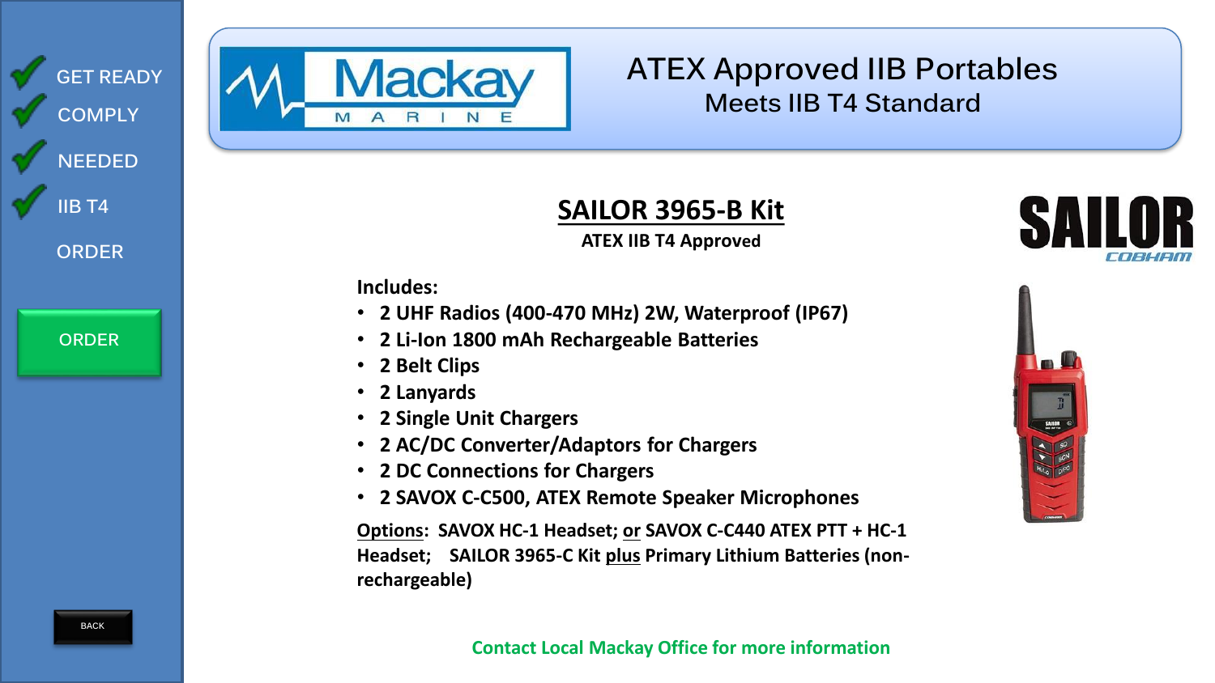GET READY

COMPLY

NEEDED

IIB T4

ORDER

ORDER

BACK

# ATEX Approved IIB Portables

## Meets IIB T4 Standard

## SAILOR 3965-B Kit

**ATEX IIB T4 Approved**

**Includes:**

- **2 UHF Radios (400-470 MHz) 2W, Waterproof (IP67)**
- **2 Li-Ion 1800 mAh Rechargeable Batteries**
- **2 Belt Clips**
- **2 Lanyards**
- **2 Single Unit Chargers**
- **2 AC/DC Converter/Adaptors for Chargers**
- **2 DC Connections for Chargers**
- **2 SAVOX C-C500, ATEX Remote Speaker Microphones**

**Options: SAVOX HC-1 Headset; or SAVOX C-C440 ATEX PTT + HC-1 Headset; SAILOR 3965-C Kit plus Primary Lithium Batteries (non-rechargeable)**

**Contact Local Mackay Office for more information**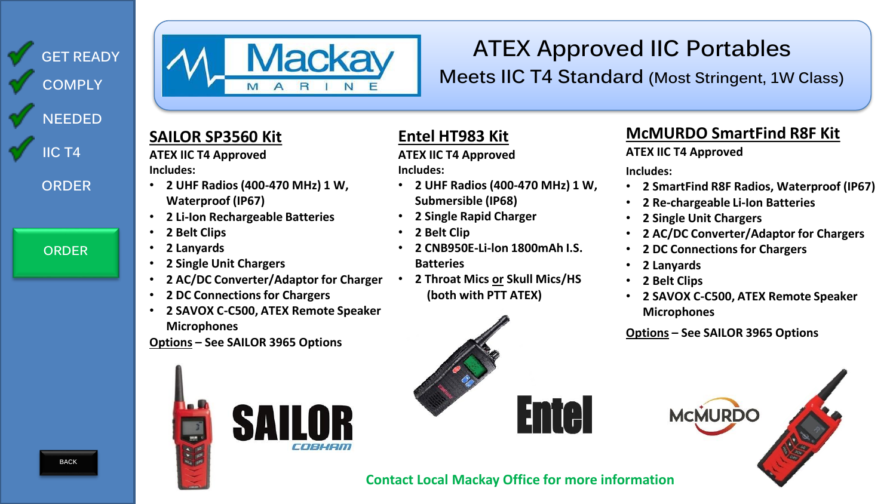GET READY

COMPLY

NEEDED

IIC T4

ORDER

ORDER

BACK

Mackay MARINE

# ATEX Approved IIC Portables

## Meets IIC T4 Standard (Most Stringent, 1W Class)

### SAILOR SP3560 Kit

**ATEX IIC T4 Approved**

**Includes:**

- 2 UHF Radios (400-470 MHz) 1 W, Waterproof (IP67)
- 2 Li-Ion Rechargeable Batteries
- 2 Belt Clips
- 2 Lanyards
- 2 Single Unit Chargers
- 2 AC/DC Converter/Adaptor for Charger
- 2 DC Connections for Chargers
- 2 SAVOX C-C500, ATEX Remote Speaker Microphones

**Options – See SAILOR 3965 Options**

SAILOR COBHAM

### Entel HT983 Kit

**ATEX IIC T4 Approved**

**Includes:**

- 2 UHF Radios (400-470 MHz) 1 W, Submersible (IP68)
- 2 Single Rapid Charger
- 2 Belt Clip
- 2 CNB950E-Li-Ion 1800mAh I.S. Batteries
- 2 Throat Mics or Skull Mics/HS (both with PTT ATEX)

Entel

### McMURDO SmartFind R8F Kit

**ATEX IIC T4 Approved**

**Includes:**

- 2 SmartFind R8F Radios, Waterproof (IP67)
- 2 Re-chargeable Li-Ion Batteries
- 2 Single Unit Chargers
- 2 AC/DC Converter/Adaptor for Chargers
- 2 DC Connections for Chargers
- 2 Lanyards
- 2 Belt Clips
- 2 SAVOX C-C500, ATEX Remote Speaker Microphones

**Options – See SAILOR 3965 Options**

McMURDO

**Contact Local Mackay Office for more information**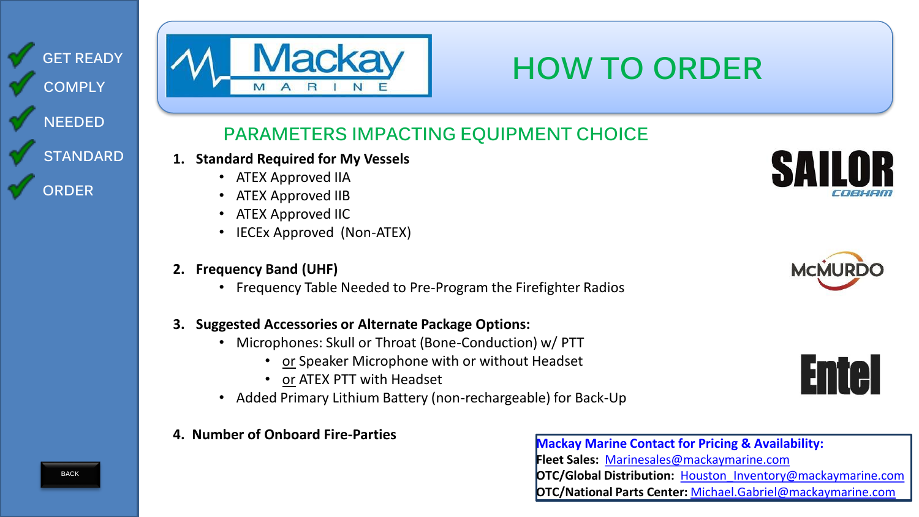GET READY

COMPLY

NEEDED

STANDARD

ORDER

Mackay MARINE

# HOW TO ORDER

## PARAMETERS IMPACTING EQUIPMENT CHOICE

1. **Standard Required for My Vessels**
   - ATEX Approved IIA
   - ATEX Approved IIB
   - ATEX Approved IIC
   - IECEx Approved (Non-ATEX)

2. **Frequency Band (UHF)**
   - Frequency Table Needed to Pre-Program the Firefighter Radios

3. **Suggested Accessories or Alternate Package Options:**
   - Microphones: Skull or Throat (Bone-Conduction) w/ PTT
     - or Speaker Microphone with or without Headset
     - or ATEX PTT with Headset
   - Added Primary Lithium Battery (non-rechargeable) for Back-Up

4. **Number of Onboard Fire-Parties**

SAILOR COBHAM

McMURDO

Entel

**Mackay Marine Contact for Pricing & Availability:**
**Fleet Sales:** Marinesales@mackaymarine.com
**OTC/Global Distribution:** Houston_Inventory@mackaymarine.com
**OTC/National Parts Center:** Michael.Gabriel@mackaymarine.com

BACK